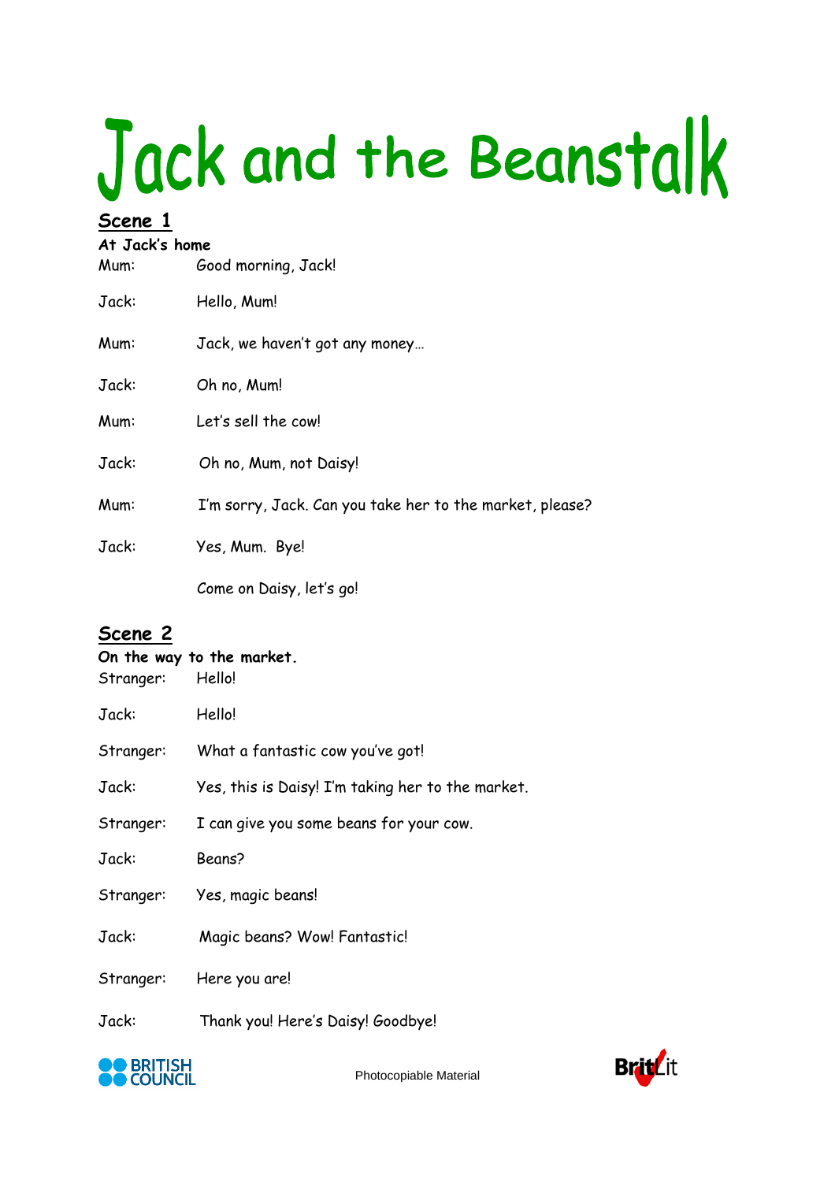# Jack and the Beanstalk

## Scene 1

**At Jack's home**

Mum: Good morning, Jack!

Jack: Hello, Mum!

Mum: Jack, we haven't got any money…

Jack: Oh no, Mum!

Mum: Let's sell the cow!

Jack: Oh no, Mum, not Daisy!

Mum: I'm sorry, Jack. Can you take her to the market, please?

Jack: Yes, Mum. Bye!

Come on Daisy, let's go!

## Scene 2

**On the way to the market.**

Stranger: Hello!

Jack: Hello!

Stranger: What a fantastic cow you've got!

Jack: Yes, this is Daisy! I'm taking her to the market.

Stranger: I can give you some beans for your cow.

Jack: Beans?

Stranger: Yes, magic beans!

Jack: Magic beans? Wow! Fantastic!

Stranger: Here you are!

Jack: Thank you! Here's Daisy! Goodbye!

Photocopiable Material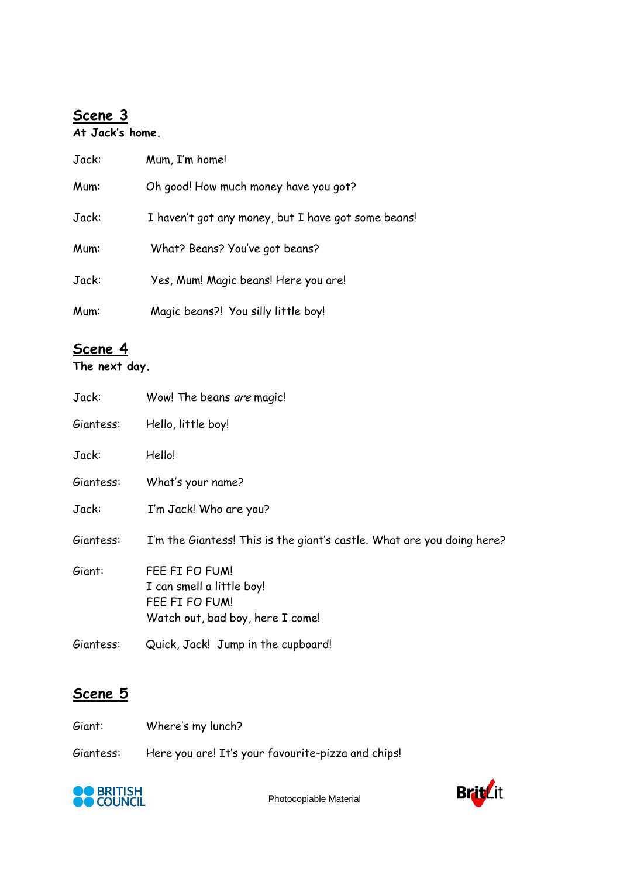## Scene 3

**At Jack's home.**

| | |
|---|---|
| Jack: | Mum, I'm home! |
| Mum: | Oh good! How much money have you got? |
| Jack: | I haven't got any money, but I have got some beans! |
| Mum: | What? Beans? You've got beans? |
| Jack: | Yes, Mum! Magic beans! Here you are! |
| Mum: | Magic beans?! You silly little boy! |

## Scene 4

**The next day.**

| | |
|---|---|
| Jack: | Wow! The beans *are* magic! |
| Giantess: | Hello, little boy! |
| Jack: | Hello! |
| Giantess: | What's your name? |
| Jack: | I'm Jack! Who are you? |
| Giantess: | I'm the Giantess! This is the giant's castle. What are you doing here? |
| Giant: | FEE FI FO FUM!<br>I can smell a little boy!<br>FEE FI FO FUM!<br>Watch out, bad boy, here I come! |
| Giantess: | Quick, Jack! Jump in the cupboard! |

## Scene 5

| | |
|---|---|
| Giant: | Where's my lunch? |
| Giantess: | Here you are! It's your favourite-pizza and chips! |

Photocopiable Material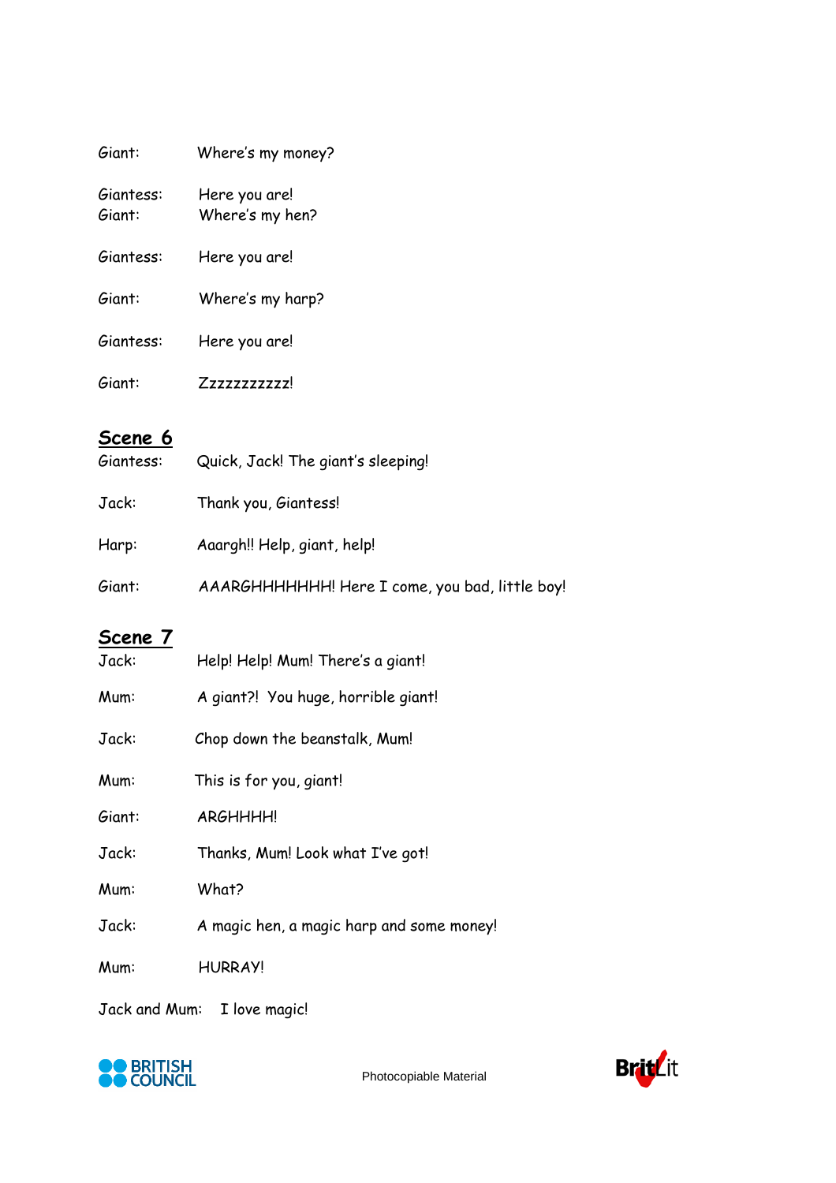Giant: Where's my money?

Giantess: Here you are!

Giant: Where's my hen?

Giantess: Here you are!

Giant: Where's my harp?

Giantess: Here you are!

Giant: Zzzzzzzzzz!

## Scene 6

Giantess: Quick, Jack! The giant's sleeping!

Jack: Thank you, Giantess!

Harp: Aaargh!! Help, giant, help!

Giant: AAARGHHHHHHH! Here I come, you bad, little boy!

## Scene 7

Jack: Help! Help! Mum! There's a giant!

Mum: A giant?! You huge, horrible giant!

Jack: Chop down the beanstalk, Mum!

Mum: This is for you, giant!

Giant: ARGHHHH!

Jack: Thanks, Mum! Look what I've got!

Mum: What?

Jack: A magic hen, a magic harp and some money!

Mum: HURRAY!

Jack and Mum: I love magic!